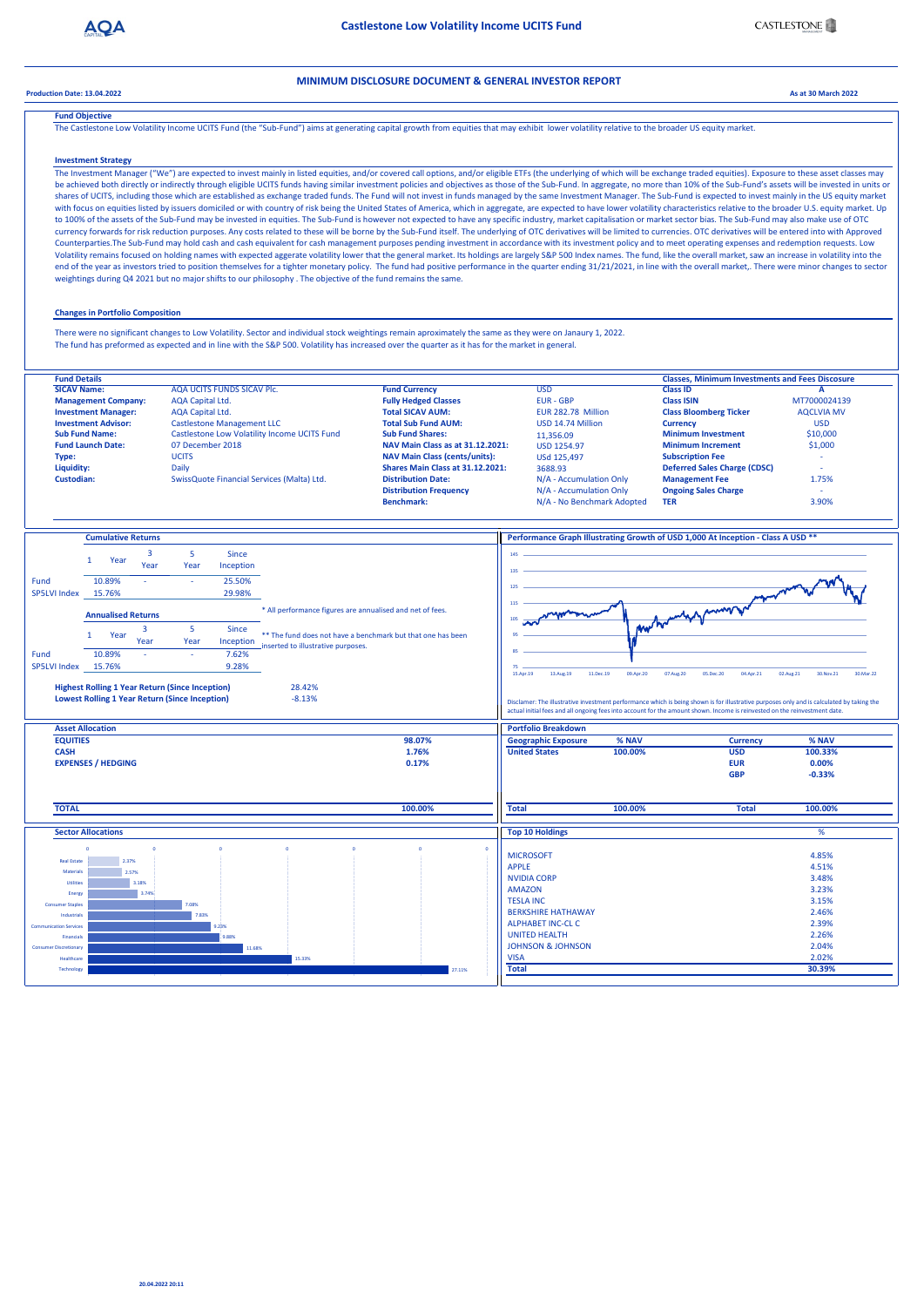# Castlestone Low Volatility Income UCITS Fund

## MINIMUM DISCLOSURE DOCUMENT & GENERAL INVESTOR REPORT

**Production Date: 13.04.2022**

**As at 30 March 2022**

### Fund Objective

The Castlestone Low Volatility Income UCITS Fund (the "Sub-Fund") aims at generating capital growth from equities that may exhibit lower volatility relative to the broader US equity market.

### Investment Strategy

The Investment Manager ("We") are expected to invest mainly in listed equities, and/or covered call options, and/or eligible ETFs (the underlying of which will be exchange traded equities). Exposure to these asset classes may be achieved both directly or indirectly through eligible UCITS funds having similar investment policies and objectives as those of the Sub-Fund. In aggregate, no more than 10% of the Sub-Fund's assets will be invested in units or shares of UCITS, including those which are established as exchange traded funds. The Fund will not invest in funds managed by the same Investment Manager. The Sub-Fund is expected to invest mainly in the US equity market with focus on equities listed by issuers domiciled or with country of risk being the United States of America, which in aggregate, are expected to have lower volatility characteristics relative to the broader U.S. equity market. Up to 100% of the assets of the Sub-Fund may be invested in equities. The Sub-Fund is however not expected to have any specific industry, market capitalisation or market sector bias. The Sub-Fund may also make use of OTC currency forwards for risk reduction purposes. Any costs related to these will be borne by the Sub-Fund itself. The underlying of OTC derivatives will be limited to currencies. OTC derivatives will be entered into with Approved Counterparties.The Sub-Fund may hold cash and cash equivalent for cash management purposes pending investment in accordance with its investment policy and to meet operating expenses and redemption requests. Low Volatility remains focused on holding names with expected aggerate volatility lower that the general market. Its holdings are largely S&P 500 Index names. The fund, like the overall market, saw an increase in volatility into the end of the year as investors tried to position themselves for a tighter monetary policy. The fund had positive performance in the quarter ending 31/21/2021, in line with the overall market,. There were minor changes to sector weightings during Q4 2021 but no major shifts to our philosophy . The objective of the fund remains the same.

### Changes in Portfolio Composition

There were no significant changes to Low Volatility. Sector and individual stock weightings remain aproximately the same as they were on Janaury 1, 2022.
The fund has preformed as expected and in line with the S&P 500. Volatility has increased over the quarter as it has for the market in general.

### Fund Details

| | | | |
|---|---|---|---|
| **SICAV Name:** | AQA UCITS FUNDS SICAV Plc. | **Fund Currency** | USD |
| **Management Company:** | AQA Capital Ltd. | **Fully Hedged Classes** | EUR - GBP |
| **Investment Manager:** | AQA Capital Ltd. | **Total SICAV AUM:** | EUR 282.78 Million |
| **Investment Advisor:** | Castlestone Management LLC | **Total Sub Fund AUM:** | USD 14.74 Million |
| **Sub Fund Name:** | Castlestone Low Volatility Income UCITS Fund | **Sub Fund Shares:** | 11,356.09 |
| **Fund Launch Date:** | 07 December 2018 | **NAV Main Class as at 31.12.2021:** | USD 1254.97 |
| **Type:** | UCITS | **NAV Main Class (cents/units):** | USd 125,497 |
| **Liquidity:** | Daily | **Shares Main Class at 31.12.2021:** | 3688.93 |
| **Custodian:** | SwissQuote Financial Services (Malta) Ltd. | **Distribution Date:** | N/A - Accumulation Only |
| | | **Distribution Frequency** | N/A - Accumulation Only |
| | | **Benchmark:** | N/A - No Benchmark Adopted |

### Classes, Minimum Investments and Fees Discosure

| | |
|---|---|
| **Class ID** | **A** |
| **Class ISIN** | MT7000024139 |
| **Class Bloomberg Ticker** | AQCLVIA MV |
| **Currency** | USD |
| **Minimum Investment** | $10,000 |
| **Minimum Increment** | $1,000 |
| **Subscription Fee** | - |
| **Deferred Sales Charge (CDSC)** | - |
| **Management Fee** | 1.75% |
| **Ongoing Sales Charge** | - |
| **TER** | 3.90% |

### Cumulative Returns

| | 1 Year | 3 Year | 5 Year | Since Inception |
|---|---|---|---|---|
| Fund | 10.89% | - | - | 25.50% |
| SP5LVI Index | 15.76% | | | 29.98% |

### Annualised Returns

| | 1 Year | 3 Year | 5 Year | Since Inception |
|---|---|---|---|---|
| Fund | 10.89% | - | - | 7.62% |
| SP5LVI Index | 15.76% | | | 9.28% |

\* All performance figures are annualised and net of fees.

\*\* The fund does not have a benchmark but that one has been inserted to illustrative purposes.

| | |
|---|---|
| **Highest Rolling 1 Year Return (Since Inception)** | 28.42% |
| **Lowest Rolling 1 Year Return (Since Inception)** | -8.13% |

### Performance Graph Illustrating Growth of USD 1,000 At Inception - Class A USD **

Disclaimer: The illustrative investment performance which is being shown is for illustrative purposes only and is calculated by taking the actual initial fees and all ongoing fees into account for the amount shown. Income is reinvested on the reinvestment date.

### Asset Allocation

| | |
|---|---|
| **EQUITIES** | 98.07% |
| **CASH** | 1.76% |
| **EXPENSES / HEDGING** | 0.17% |
| **TOTAL** | 100.00% |

### Portfolio Breakdown

| Geographic Exposure | % NAV | Currency | % NAV |
|---|---|---|---|
| United States | 100.00% | USD | 100.33% |
| | | EUR | 0.00% |
| | | GBP | -0.33% |
| **Total** | 100.00% | **Total** | 100.00% |

### Sector Allocations

| Sector | % |
|---|---|
| Real Estate | 2.37% |
| Materials | 2.57% |
| Utilities | 3.18% |
| Energy | 3.74% |
| Consumer Staples | 7.08% |
| Industrials | 7.83% |
| Communication Services | 9.23% |
| Financials | 9.88% |
| Consumer Discretionary | 11.68% |
| Healthcare | 15.33% |
| Technology | 27.11% |

### Top 10 Holdings

| Holding | % |
|---|---|
| MICROSOFT | 4.85% |
| APPLE | 4.51% |
| NVIDIA CORP | 3.48% |
| AMAZON | 3.23% |
| TESLA INC | 3.15% |
| BERKSHIRE HATHAWAY | 2.46% |
| ALPHABET INC-CL C | 2.39% |
| UNITED HEALTH | 2.26% |
| JOHNSON & JOHNSON | 2.04% |
| VISA | 2.02% |
| **Total** | 30.39% |

20.04.2022 20:11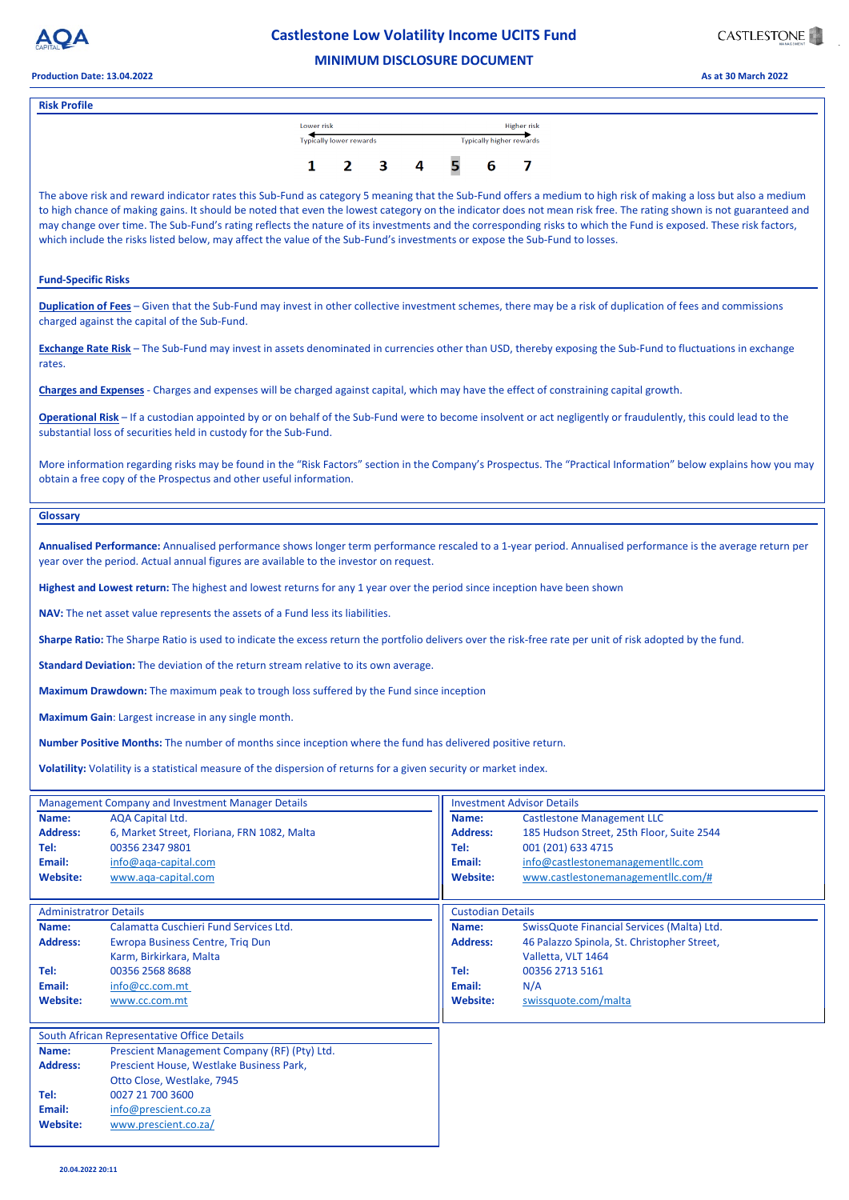## Risk Profile

Lower risk — Higher risk

Typically lower rewards — Typically higher rewards

1 2 3 4 **5** 6 7

The above risk and reward indicator rates this Sub-Fund as category 5 meaning that the Sub-Fund offers a medium to high risk of making a loss but also a medium to high chance of making gains. It should be noted that even the lowest category on the indicator does not mean risk free. The rating shown is not guaranteed and may change over time. The Sub-Fund's rating reflects the nature of its investments and the corresponding risks to which the Fund is exposed. These risk factors, which include the risks listed below, may affect the value of the Sub-Fund's investments or expose the Sub-Fund to losses.

### Fund-Specific Risks

**Duplication of Fees** – Given that the Sub-Fund may invest in other collective investment schemes, there may be a risk of duplication of fees and commissions charged against the capital of the Sub-Fund.

**Exchange Rate Risk** – The Sub-Fund may invest in assets denominated in currencies other than USD, thereby exposing the Sub-Fund to fluctuations in exchange rates.

**Charges and Expenses** - Charges and expenses will be charged against capital, which may have the effect of constraining capital growth.

**Operational Risk** – If a custodian appointed by or on behalf of the Sub-Fund were to become insolvent or act negligently or fraudulently, this could lead to the substantial loss of securities held in custody for the Sub-Fund.

More information regarding risks may be found in the "Risk Factors" section in the Company's Prospectus. The "Practical Information" below explains how you may obtain a free copy of the Prospectus and other useful information.

## Glossary

**Annualised Performance:** Annualised performance shows longer term performance rescaled to a 1-year period. Annualised performance is the average return per year over the period. Actual annual figures are available to the investor on request.

**Highest and Lowest return:** The highest and lowest returns for any 1 year over the period since inception have been shown

**NAV:** The net asset value represents the assets of a Fund less its liabilities.

**Sharpe Ratio:** The Sharpe Ratio is used to indicate the excess return the portfolio delivers over the risk-free rate per unit of risk adopted by the fund.

**Standard Deviation:** The deviation of the return stream relative to its own average.

**Maximum Drawdown:** The maximum peak to trough loss suffered by the Fund since inception

**Maximum Gain**: Largest increase in any single month.

**Number Positive Months:** The number of months since inception where the fund has delivered positive return.

**Volatility:** Volatility is a statistical measure of the dispersion of returns for a given security or market index.

### Management Company and Investment Manager Details

| | |
|---|---|
| **Name:** | AQA Capital Ltd. |
| **Address:** | 6, Market Street, Floriana, FRN 1082, Malta |
| **Tel:** | 00356 2347 9801 |
| **Email:** | info@aqa-capital.com |
| **Website:** | www.aqa-capital.com |

### Investment Advisor Details

| | |
|---|---|
| **Name:** | Castlestone Management LLC |
| **Address:** | 185 Hudson Street, 25th Floor, Suite 2544 |
| **Tel:** | 001 (201) 633 4715 |
| **Email:** | info@castlestonemanagementllc.com |
| **Website:** | www.castlestonemanagementllc.com/# |

### Administratror Details

| | |
|---|---|
| **Name:** | Calamatta Cuschieri Fund Services Ltd. |
| **Address:** | Ewropa Business Centre, Triq Dun Karm, Birkirkara, Malta |
| **Tel:** | 00356 2568 8688 |
| **Email:** | info@cc.com.mt |
| **Website:** | www.cc.com.mt |

### Custodian Details

| | |
|---|---|
| **Name:** | SwissQuote Financial Services (Malta) Ltd. |
| **Address:** | 46 Palazzo Spinola, St. Christopher Street, Valletta, VLT 1464 |
| **Tel:** | 00356 2713 5161 |
| **Email:** | N/A |
| **Website:** | swissquote.com/malta |

### South African Representative Office Details

| | |
|---|---|
| **Name:** | Prescient Management Company (RF) (Pty) Ltd. |
| **Address:** | Prescient House, Westlake Business Park, Otto Close, Westlake, 7945 |
| **Tel:** | 0027 21 700 3600 |
| **Email:** | info@prescient.co.za |
| **Website:** | www.prescient.co.za/ |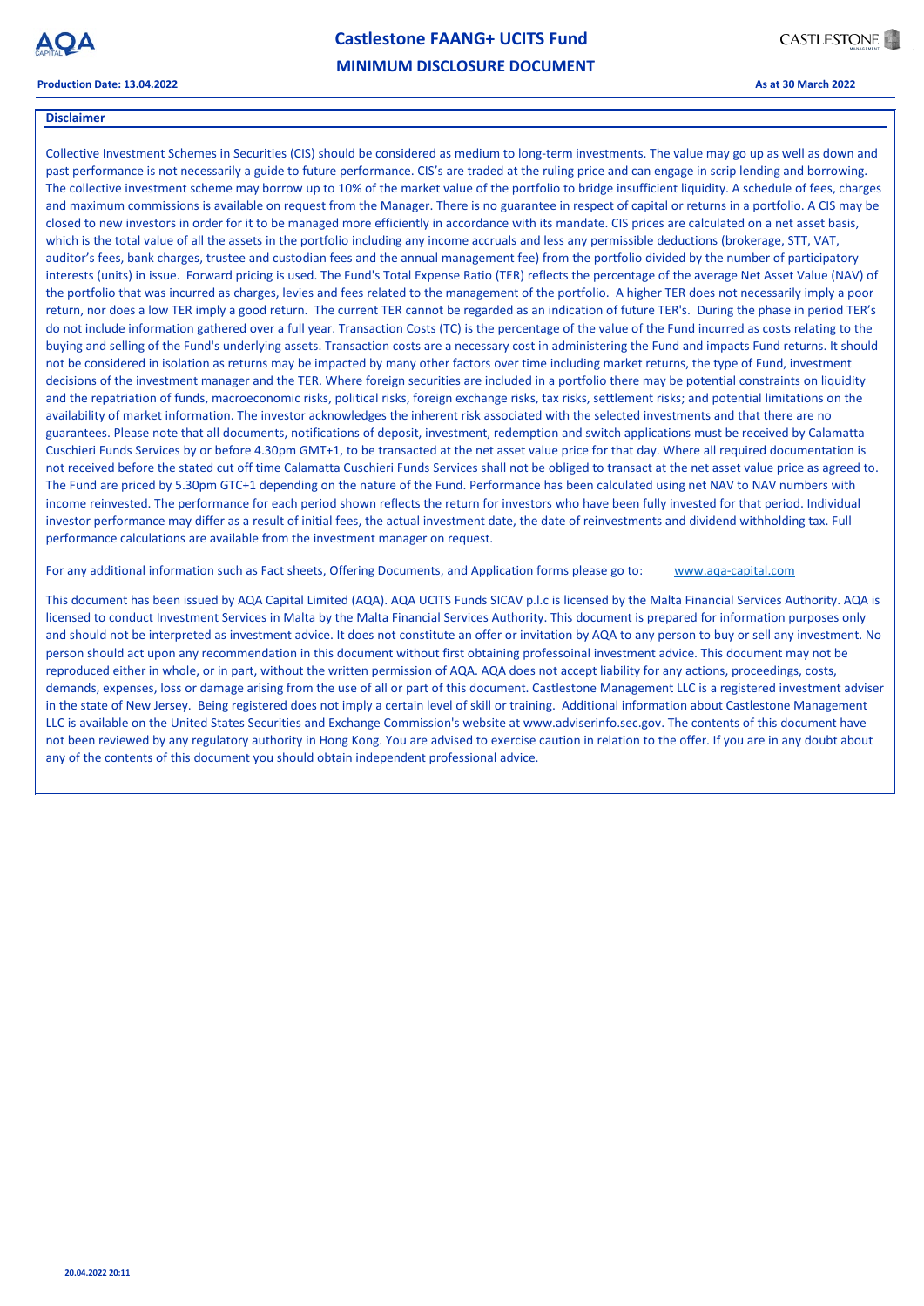**Disclaimer**

Collective Investment Schemes in Securities (CIS) should be considered as medium to long-term investments. The value may go up as well as down and past performance is not necessarily a guide to future performance. CIS's are traded at the ruling price and can engage in scrip lending and borrowing. The collective investment scheme may borrow up to 10% of the market value of the portfolio to bridge insufficient liquidity. A schedule of fees, charges and maximum commissions is available on request from the Manager. There is no guarantee in respect of capital or returns in a portfolio. A CIS may be closed to new investors in order for it to be managed more efficiently in accordance with its mandate. CIS prices are calculated on a net asset basis, which is the total value of all the assets in the portfolio including any income accruals and less any permissible deductions (brokerage, STT, VAT, auditor's fees, bank charges, trustee and custodian fees and the annual management fee) from the portfolio divided by the number of participatory interests (units) in issue. Forward pricing is used. The Fund's Total Expense Ratio (TER) reflects the percentage of the average Net Asset Value (NAV) of the portfolio that was incurred as charges, levies and fees related to the management of the portfolio. A higher TER does not necessarily imply a poor return, nor does a low TER imply a good return. The current TER cannot be regarded as an indication of future TER's. During the phase in period TER's do not include information gathered over a full year. Transaction Costs (TC) is the percentage of the value of the Fund incurred as costs relating to the buying and selling of the Fund's underlying assets. Transaction costs are a necessary cost in administering the Fund and impacts Fund returns. It should not be considered in isolation as returns may be impacted by many other factors over time including market returns, the type of Fund, investment decisions of the investment manager and the TER. Where foreign securities are included in a portfolio there may be potential constraints on liquidity and the repatriation of funds, macroeconomic risks, political risks, foreign exchange risks, tax risks, settlement risks; and potential limitations on the availability of market information. The investor acknowledges the inherent risk associated with the selected investments and that there are no guarantees. Please note that all documents, notifications of deposit, investment, redemption and switch applications must be received by Calamatta Cuschieri Funds Services by or before 4.30pm GMT+1, to be transacted at the net asset value price for that day. Where all required documentation is not received before the stated cut off time Calamatta Cuschieri Funds Services shall not be obliged to transact at the net asset value price as agreed to. The Fund are priced by 5.30pm GTC+1 depending on the nature of the Fund. Performance has been calculated using net NAV to NAV numbers with income reinvested. The performance for each period shown reflects the return for investors who have been fully invested for that period. Individual investor performance may differ as a result of initial fees, the actual investment date, the date of reinvestments and dividend withholding tax. Full performance calculations are available from the investment manager on request.

For any additional information such as Fact sheets, Offering Documents, and Application forms please go to: www.aqa-capital.com

This document has been issued by AQA Capital Limited (AQA). AQA UCITS Funds SICAV p.l.c is licensed by the Malta Financial Services Authority. AQA is licensed to conduct Investment Services in Malta by the Malta Financial Services Authority. This document is prepared for information purposes only and should not be interpreted as investment advice. It does not constitute an offer or invitation by AQA to any person to buy or sell any investment. No person should act upon any recommendation in this document without first obtaining professoinal investment advice. This document may not be reproduced either in whole, or in part, without the written permission of AQA. AQA does not accept liability for any actions, proceedings, costs, demands, expenses, loss or damage arising from the use of all or part of this document. Castlestone Management LLC is a registered investment adviser in the state of New Jersey. Being registered does not imply a certain level of skill or training. Additional information about Castlestone Management LLC is available on the United States Securities and Exchange Commission's website at www.adviserinfo.sec.gov. The contents of this document have not been reviewed by any regulatory authority in Hong Kong. You are advised to exercise caution in relation to the offer. If you are in any doubt about any of the contents of this document you should obtain independent professional advice.